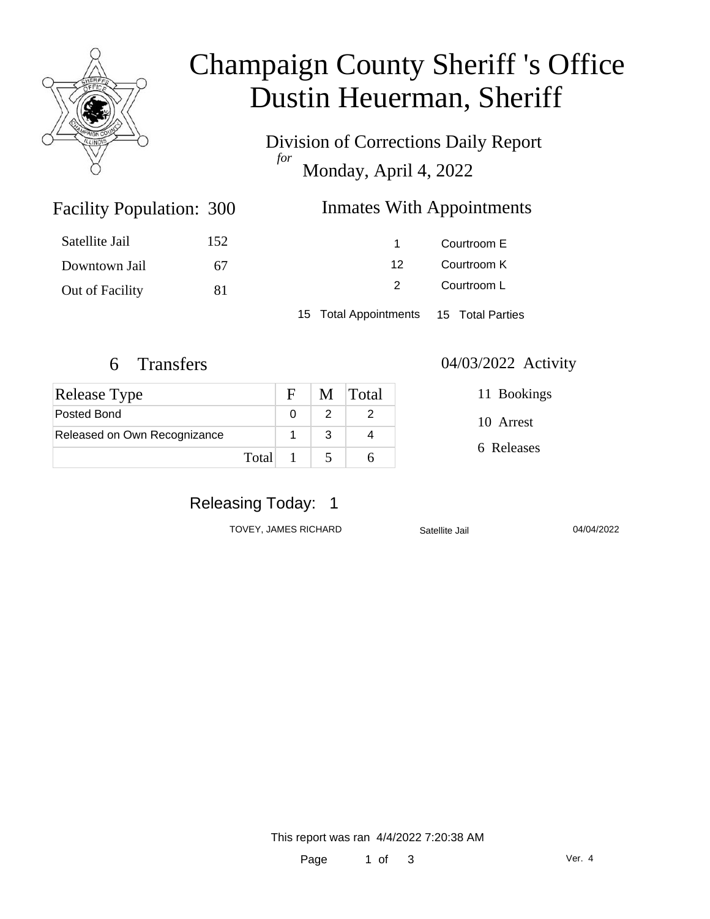# Champaign County Sheriff 's Office
# Dustin Heuerman, Sheriff

Division of Corrections Daily Report
*for*
Monday, April 4, 2022

## Facility Population: 300

| | |
|---|---|
| Satellite Jail | 152 |
| Downtown Jail | 67 |
| Out of Facility | 81 |

## Inmates With Appointments

| | |
|---|---|
| 1 | Courtroom E |
| 12 | Courtroom K |
| 2 | Courtroom L |

15 Total Appointments 15 Total Parties

## 6 Transfers

| Release Type | F | M | Total |
|---|---|---|---|
| Posted Bond | 0 | 2 | 2 |
| Released on Own Recognizance | 1 | 3 | 4 |
| Total | 1 | 5 | 6 |

## 04/03/2022 Activity

11 Bookings

10 Arrest

6 Releases

## Releasing Today: 1

| | | |
|---|---|---|
| TOVEY, JAMES RICHARD | Satellite Jail | 04/04/2022 |

This report was ran 4/4/2022 7:20:38 AM

Ver. 4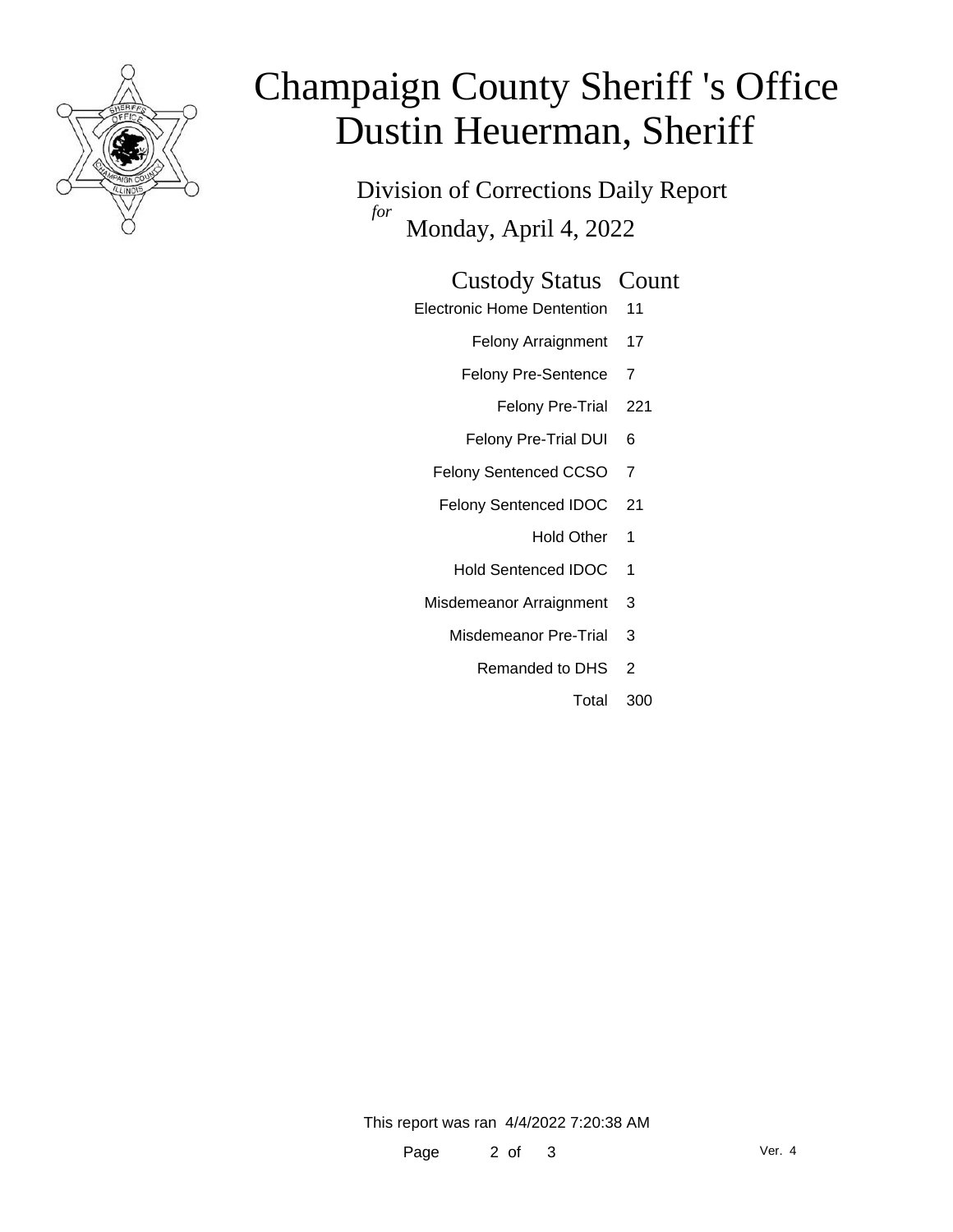# Champaign County Sheriff 's Office
# Dustin Heuerman, Sheriff

Division of Corrections Daily Report

*for*

Monday, April 4, 2022

| Custody Status | Count |
|---|---|
| Electronic Home Dentention | 11 |
| Felony Arraignment | 17 |
| Felony Pre-Sentence | 7 |
| Felony Pre-Trial | 221 |
| Felony Pre-Trial DUI | 6 |
| Felony Sentenced CCSO | 7 |
| Felony Sentenced IDOC | 21 |
| Hold Other | 1 |
| Hold Sentenced IDOC | 1 |
| Misdemeanor Arraignment | 3 |
| Misdemeanor Pre-Trial | 3 |
| Remanded to DHS | 2 |
| Total | 300 |

This report was ran 4/4/2022 7:20:38 AM

Ver. 4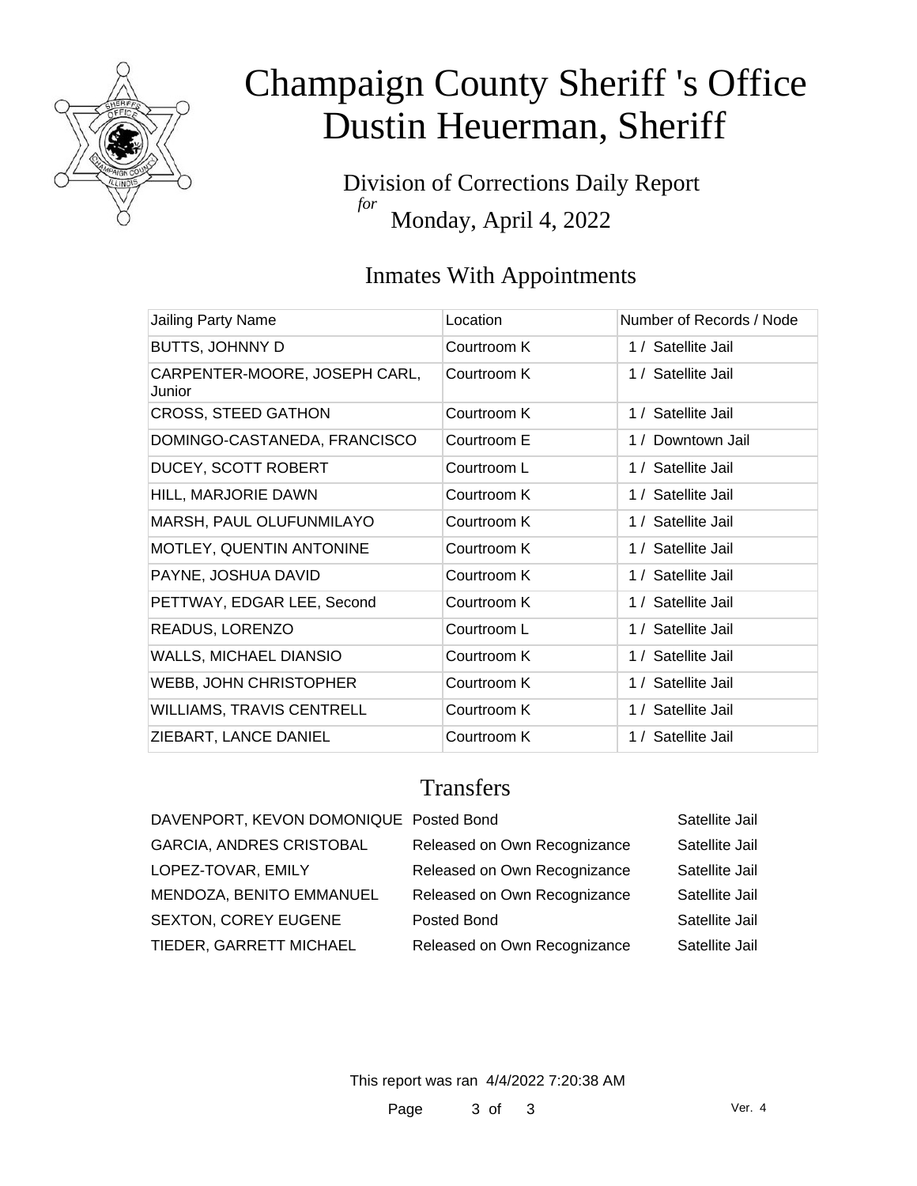# Champaign County Sheriff 's Office
# Dustin Heuerman, Sheriff

Division of Corrections Daily Report
*for*
Monday, April 4, 2022

## Inmates With Appointments

| Jailing Party Name | Location | Number of Records / Node |
|---|---|---|
| BUTTS, JOHNNY D | Courtroom K | 1 / Satellite Jail |
| CARPENTER-MOORE, JOSEPH CARL, Junior | Courtroom K | 1 / Satellite Jail |
| CROSS, STEED GATHON | Courtroom K | 1 / Satellite Jail |
| DOMINGO-CASTANEDA, FRANCISCO | Courtroom E | 1 / Downtown Jail |
| DUCEY, SCOTT ROBERT | Courtroom L | 1 / Satellite Jail |
| HILL, MARJORIE DAWN | Courtroom K | 1 / Satellite Jail |
| MARSH, PAUL OLUFUNMILAYO | Courtroom K | 1 / Satellite Jail |
| MOTLEY, QUENTIN ANTONINE | Courtroom K | 1 / Satellite Jail |
| PAYNE, JOSHUA DAVID | Courtroom K | 1 / Satellite Jail |
| PETTWAY, EDGAR LEE, Second | Courtroom K | 1 / Satellite Jail |
| READUS, LORENZO | Courtroom L | 1 / Satellite Jail |
| WALLS, MICHAEL DIANSIO | Courtroom K | 1 / Satellite Jail |
| WEBB, JOHN CHRISTOPHER | Courtroom K | 1 / Satellite Jail |
| WILLIAMS, TRAVIS CENTRELL | Courtroom K | 1 / Satellite Jail |
| ZIEBART, LANCE DANIEL | Courtroom K | 1 / Satellite Jail |

## Transfers

| | | |
|---|---|---|
| DAVENPORT, KEVON DOMONIQUE | Posted Bond | Satellite Jail |
| GARCIA, ANDRES CRISTOBAL | Released on Own Recognizance | Satellite Jail |
| LOPEZ-TOVAR, EMILY | Released on Own Recognizance | Satellite Jail |
| MENDOZA, BENITO EMMANUEL | Released on Own Recognizance | Satellite Jail |
| SEXTON, COREY EUGENE | Posted Bond | Satellite Jail |
| TIEDER, GARRETT MICHAEL | Released on Own Recognizance | Satellite Jail |

This report was ran 4/4/2022 7:20:38 AM